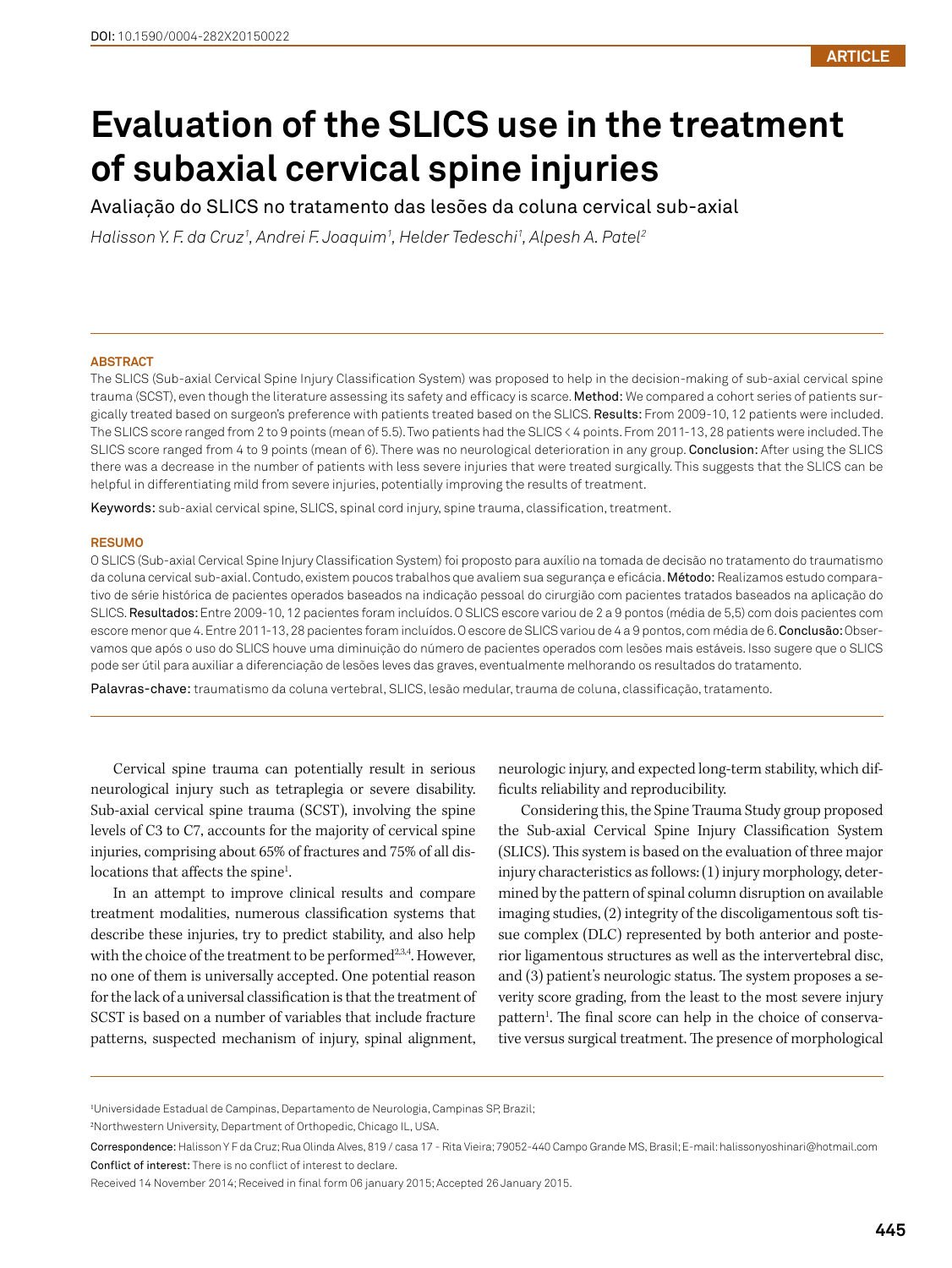DOI: 10.1590/0004-282X20150022

ARTICLE

# Evaluation of the SLICS use in the treatment of subaxial cervical spine injuries

Avaliação do SLICS no tratamento das lesões da coluna cervical sub-axial

*Halisson Y. F. da Cruz[1], Andrei F. Joaquim[1], Helder Tedeschi[1], Alpesh A. Patel[2]*

### ABSTRACT

The SLICS (Sub-axial Cervical Spine Injury Classification System) was proposed to help in the decision-making of sub-axial cervical spine trauma (SCST), even though the literature assessing its safety and efficacy is scarce. **Method:** We compared a cohort series of patients surgically treated based on surgeon's preference with patients treated based on the SLICS. **Results:** From 2009-10, 12 patients were included. The SLICS score ranged from 2 to 9 points (mean of 5.5). Two patients had the SLICS < 4 points. From 2011-13, 28 patients were included. The SLICS score ranged from 4 to 9 points (mean of 6). There was no neurological deterioration in any group. **Conclusion:** After using the SLICS there was a decrease in the number of patients with less severe injuries that were treated surgically. This suggests that the SLICS can be helpful in differentiating mild from severe injuries, potentially improving the results of treatment.

**Keywords:** sub-axial cervical spine, SLICS, spinal cord injury, spine trauma, classification, treatment.

### RESUMO

O SLICS (Sub-axial Cervical Spine Injury Classification System) foi proposto para auxílio na tomada de decisão no tratamento do traumatismo da coluna cervical sub-axial. Contudo, existem poucos trabalhos que avaliem sua segurança e eficácia. **Método:** Realizamos estudo comparativo de série histórica de pacientes operados baseados na indicação pessoal do cirurgião com pacientes tratados baseados na aplicação do SLICS. **Resultados:** Entre 2009-10, 12 pacientes foram incluídos. O SLICS escore variou de 2 a 9 pontos (média de 5,5) com dois pacientes com escore menor que 4. Entre 2011-13, 28 pacientes foram incluídos. O escore de SLICS variou de 4 a 9 pontos, com média de 6. **Conclusão:** Observamos que após o uso do SLICS houve uma diminuição do número de pacientes operados com lesões mais estáveis. Isso sugere que o SLICS pode ser útil para auxiliar a diferenciação de lesões leves das graves, eventualmente melhorando os resultados do tratamento.

**Palavras-chave:** traumatismo da coluna vertebral, SLICS, lesão medular, trauma de coluna, classificação, tratamento.

---

Cervical spine trauma can potentially result in serious neurological injury such as tetraplegia or severe disability. Sub-axial cervical spine trauma (SCST), involving the spine levels of C3 to C7, accounts for the majority of cervical spine injuries, comprising about 65% of fractures and 75% of all dislocations that affects the spine[1].

In an attempt to improve clinical results and compare treatment modalities, numerous classification systems that describe these injuries, try to predict stability, and also help with the choice of the treatment to be performed[2,3,4]. However, no one of them is universally accepted. One potential reason for the lack of a universal classification is that the treatment of SCST is based on a number of variables that include fracture patterns, suspected mechanism of injury, spinal alignment, neurologic injury, and expected long-term stability, which difficults reliability and reproducibility.

Considering this, the Spine Trauma Study group proposed the Sub-axial Cervical Spine Injury Classification System (SLICS). This system is based on the evaluation of three major injury characteristics as follows: (1) injury morphology, determined by the pattern of spinal column disruption on available imaging studies, (2) integrity of the discoligamentous soft tissue complex (DLC) represented by both anterior and posterior ligamentous structures as well as the intervertebral disc, and (3) patient's neurologic status. The system proposes a severity score grading, from the least to the most severe injury pattern[1]. The final score can help in the choice of conservative versus surgical treatment. The presence of morphological

---

[1]Universidade Estadual de Campinas, Departamento de Neurologia, Campinas SP, Brazil;

[2]Northwestern University, Department of Orthopedic, Chicago IL, USA.

**Correspondence:** Halisson Y F da Cruz; Rua Olinda Alves, 819 / casa 17 - Rita Vieira; 79052-440 Campo Grande MS, Brasil; E-mail: halissonyoshinari@hotmail.com

**Conflict of interest:** There is no conflict of interest to declare.

Received 14 November 2014; Received in final form 06 january 2015; Accepted 26 January 2015.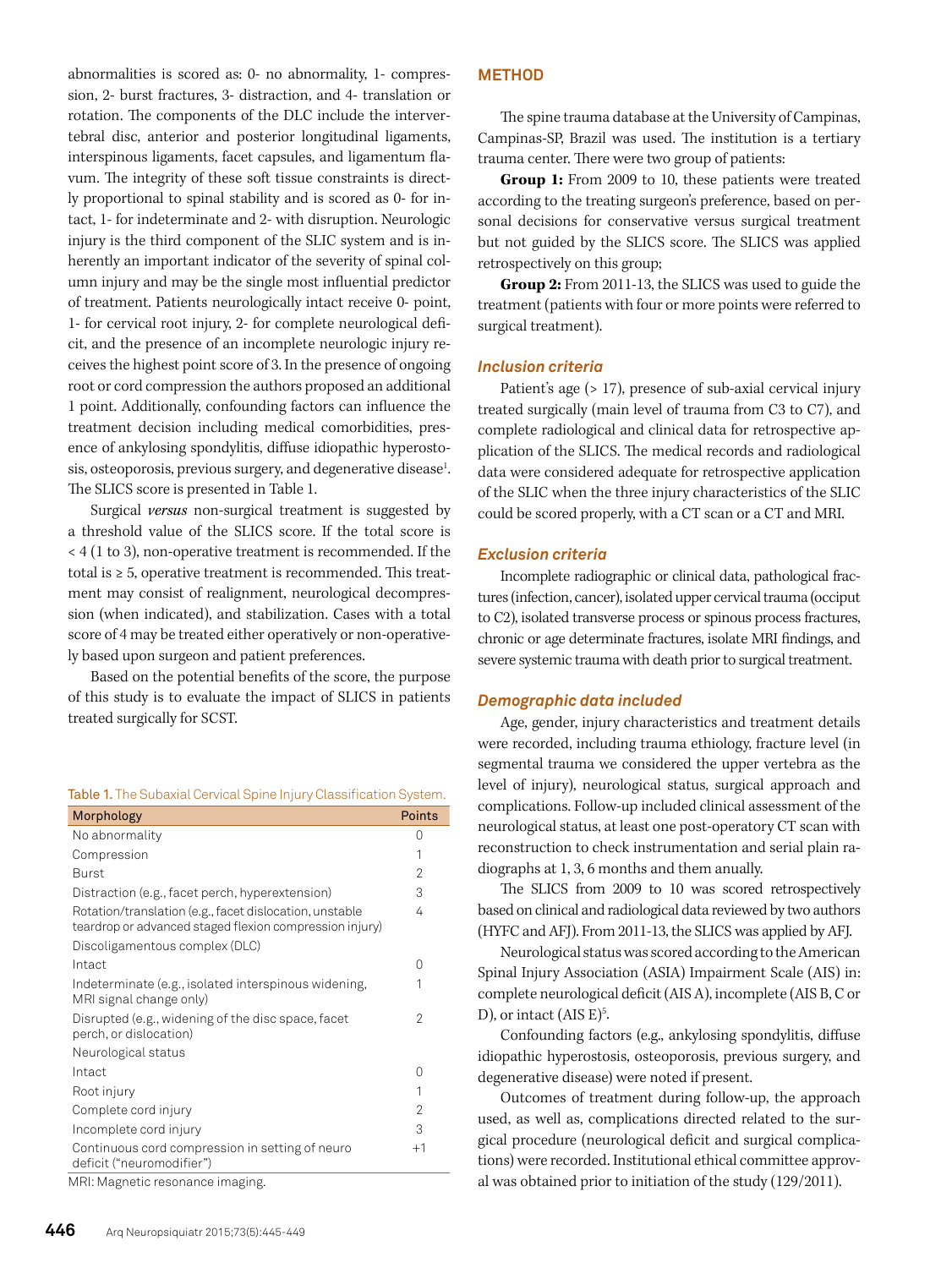abnormalities is scored as: 0- no abnormality, 1- compression, 2- burst fractures, 3- distraction, and 4- translation or rotation. The components of the DLC include the intervertebral disc, anterior and posterior longitudinal ligaments, interspinous ligaments, facet capsules, and ligamentum flavum. The integrity of these soft tissue constraints is directly proportional to spinal stability and is scored as 0- for intact, 1- for indeterminate and 2- with disruption. Neurologic injury is the third component of the SLIC system and is inherently an important indicator of the severity of spinal column injury and may be the single most influential predictor of treatment. Patients neurologically intact receive 0- point, 1- for cervical root injury, 2- for complete neurological deficit, and the presence of an incomplete neurologic injury receives the highest point score of 3. In the presence of ongoing root or cord compression the authors proposed an additional 1 point. Additionally, confounding factors can influence the treatment decision including medical comorbidities, presence of ankylosing spondylitis, diffuse idiopathic hyperostosis, osteoporosis, previous surgery, and degenerative disease[1]. The SLICS score is presented in Table 1.

Surgical *versus* non-surgical treatment is suggested by a threshold value of the SLICS score. If the total score is < 4 (1 to 3), non-operative treatment is recommended. If the total is ≥ 5, operative treatment is recommended. This treatment may consist of realignment, neurological decompression (when indicated), and stabilization. Cases with a total score of 4 may be treated either operatively or non-operatively based upon surgeon and patient preferences.

Based on the potential benefits of the score, the purpose of this study is to evaluate the impact of SLICS in patients treated surgically for SCST.

Table 1. The Subaxial Cervical Spine Injury Classification System.

| Morphology | Points |
|---|---|
| No abnormality | 0 |
| Compression | 1 |
| Burst | 2 |
| Distraction (e.g., facet perch, hyperextension) | 3 |
| Rotation/translation (e.g., facet dislocation, unstable teardrop or advanced staged flexion compression injury) | 4 |
| Discoligamentous complex (DLC) | |
| Intact | 0 |
| Indeterminate (e.g., isolated interspinous widening, MRI signal change only) | 1 |
| Disrupted (e.g., widening of the disc space, facet perch, or dislocation) | 2 |
| Neurological status | |
| Intact | 0 |
| Root injury | 1 |
| Complete cord injury | 2 |
| Incomplete cord injury | 3 |
| Continuous cord compression in setting of neuro deficit ("neuromodifier") | +1 |

MRI: Magnetic resonance imaging.

## METHOD

The spine trauma database at the University of Campinas, Campinas-SP, Brazil was used. The institution is a tertiary trauma center. There were two group of patients:

**Group 1:** From 2009 to 10, these patients were treated according to the treating surgeon's preference, based on personal decisions for conservative versus surgical treatment but not guided by the SLICS score. The SLICS was applied retrospectively on this group;

**Group 2:** From 2011-13, the SLICS was used to guide the treatment (patients with four or more points were referred to surgical treatment).

### *Inclusion criteria*

Patient's age (> 17), presence of sub-axial cervical injury treated surgically (main level of trauma from C3 to C7), and complete radiological and clinical data for retrospective application of the SLICS. The medical records and radiological data were considered adequate for retrospective application of the SLIC when the three injury characteristics of the SLIC could be scored properly, with a CT scan or a CT and MRI.

### *Exclusion criteria*

Incomplete radiographic or clinical data, pathological fractures (infection, cancer), isolated upper cervical trauma (occiput to C2), isolated transverse process or spinous process fractures, chronic or age determinate fractures, isolate MRI findings, and severe systemic trauma with death prior to surgical treatment.

### *Demographic data included*

Age, gender, injury characteristics and treatment details were recorded, including trauma ethiology, fracture level (in segmental trauma we considered the upper vertebra as the level of injury), neurological status, surgical approach and complications. Follow-up included clinical assessment of the neurological status, at least one post-operatory CT scan with reconstruction to check instrumentation and serial plain radiographs at 1, 3, 6 months and them anually.

The SLICS from 2009 to 10 was scored retrospectively based on clinical and radiological data reviewed by two authors (HYFC and AFJ). From 2011-13, the SLICS was applied by AFJ.

Neurological status was scored according to the American Spinal Injury Association (ASIA) Impairment Scale (AIS) in: complete neurological deficit (AIS A), incomplete (AIS B, C or D), or intact (AIS E)[5].

Confounding factors (e.g., ankylosing spondylitis, diffuse idiopathic hyperostosis, osteoporosis, previous surgery, and degenerative disease) were noted if present.

Outcomes of treatment during follow-up, the approach used, as well as, complications directed related to the surgical procedure (neurological deficit and surgical complications) were recorded. Institutional ethical committee approval was obtained prior to initiation of the study (129/2011).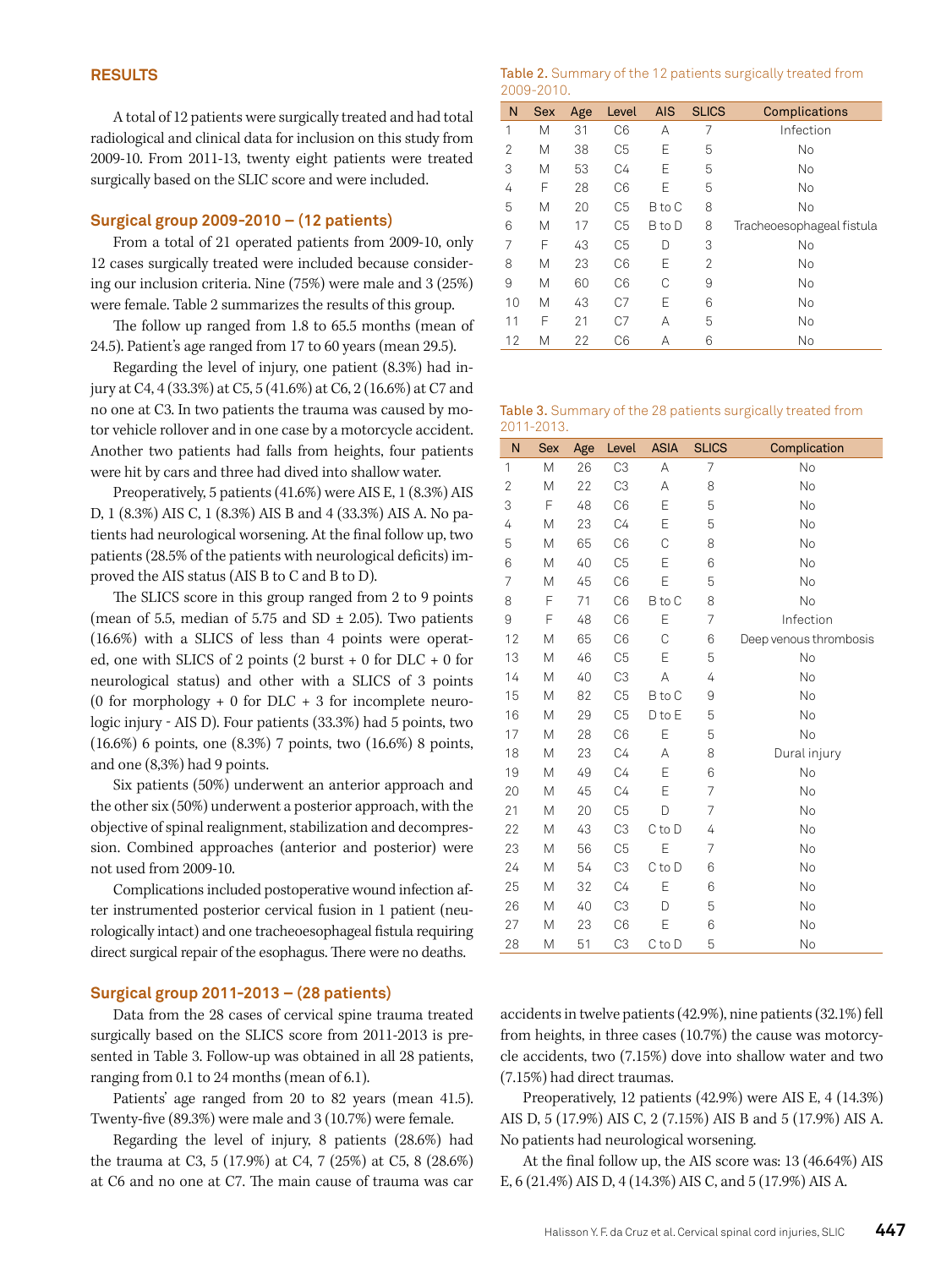## RESULTS

A total of 12 patients were surgically treated and had total radiological and clinical data for inclusion on this study from 2009-10. From 2011-13, twenty eight patients were treated surgically based on the SLIC score and were included.

### Surgical group 2009-2010 – (12 patients)

From a total of 21 operated patients from 2009-10, only 12 cases surgically treated were included because considering our inclusion criteria. Nine (75%) were male and 3 (25%) were female. Table 2 summarizes the results of this group.

The follow up ranged from 1.8 to 65.5 months (mean of 24.5). Patient's age ranged from 17 to 60 years (mean 29.5).

Regarding the level of injury, one patient (8.3%) had injury at C4, 4 (33.3%) at C5, 5 (41.6%) at C6, 2 (16.6%) at C7 and no one at C3. In two patients the trauma was caused by motor vehicle rollover and in one case by a motorcycle accident. Another two patients had falls from heights, four patients were hit by cars and three had dived into shallow water.

Preoperatively, 5 patients (41.6%) were AIS E, 1 (8.3%) AIS D, 1 (8.3%) AIS C, 1 (8.3%) AIS B and 4 (33.3%) AIS A. No patients had neurological worsening. At the final follow up, two patients (28.5% of the patients with neurological deficits) improved the AIS status (AIS B to C and B to D).

The SLICS score in this group ranged from 2 to 9 points (mean of 5.5, median of 5.75 and SD ± 2.05). Two patients (16.6%) with a SLICS of less than 4 points were operated, one with SLICS of 2 points (2 burst + 0 for DLC + 0 for neurological status) and other with a SLICS of 3 points (0 for morphology + 0 for DLC + 3 for incomplete neurologic injury - AIS D). Four patients (33.3%) had 5 points, two (16.6%) 6 points, one (8.3%) 7 points, two (16.6%) 8 points, and one (8,3%) had 9 points.

Six patients (50%) underwent an anterior approach and the other six (50%) underwent a posterior approach, with the objective of spinal realignment, stabilization and decompression. Combined approaches (anterior and posterior) were not used from 2009-10.

Complications included postoperative wound infection after instrumented posterior cervical fusion in 1 patient (neurologically intact) and one tracheoesophageal fistula requiring direct surgical repair of the esophagus. There were no deaths.

### Surgical group 2011-2013 – (28 patients)

Data from the 28 cases of cervical spine trauma treated surgically based on the SLICS score from 2011-2013 is presented in Table 3. Follow-up was obtained in all 28 patients, ranging from 0.1 to 24 months (mean of 6.1).

Patients' age ranged from 20 to 82 years (mean 41.5). Twenty-five (89.3%) were male and 3 (10.7%) were female.

Regarding the level of injury, 8 patients (28.6%) had the trauma at C3, 5 (17.9%) at C4, 7 (25%) at C5, 8 (28.6%) at C6 and no one at C7. The main cause of trauma was car accidents in twelve patients (42.9%), nine patients (32.1%) fell from heights, in three cases (10.7%) the cause was motorcycle accidents, two (7.15%) dove into shallow water and two (7.15%) had direct traumas.

Preoperatively, 12 patients (42.9%) were AIS E, 4 (14.3%) AIS D, 5 (17.9%) AIS C, 2 (7.15%) AIS B and 5 (17.9%) AIS A. No patients had neurological worsening.

At the final follow up, the AIS score was: 13 (46.64%) AIS E, 6 (21.4%) AIS D, 4 (14.3%) AIS C, and 5 (17.9%) AIS A.

Table 2. Summary of the 12 patients surgically treated from 2009-2010.

| N | Sex | Age | Level | AIS | SLICS | Complications |
|---|---|---|---|---|---|---|
| 1 | M | 31 | C6 | A | 7 | Infection |
| 2 | M | 38 | C5 | E | 5 | No |
| 3 | M | 53 | C4 | E | 5 | No |
| 4 | F | 28 | C6 | E | 5 | No |
| 5 | M | 20 | C5 | B to C | 8 | No |
| 6 | M | 17 | C5 | B to D | 8 | Tracheoesophageal fistula |
| 7 | F | 43 | C5 | D | 3 | No |
| 8 | M | 23 | C6 | E | 2 | No |
| 9 | M | 60 | C6 | C | 9 | No |
| 10 | M | 43 | C7 | E | 6 | No |
| 11 | F | 21 | C7 | A | 5 | No |
| 12 | M | 22 | C6 | A | 6 | No |

Table 3. Summary of the 28 patients surgically treated from 2011-2013.

| N | Sex | Age | Level | ASIA | SLICS | Complication |
|---|---|---|---|---|---|---|
| 1 | M | 26 | C3 | A | 7 | No |
| 2 | M | 22 | C3 | A | 8 | No |
| 3 | F | 48 | C6 | E | 5 | No |
| 4 | M | 23 | C4 | E | 5 | No |
| 5 | M | 65 | C6 | C | 8 | No |
| 6 | M | 40 | C5 | E | 6 | No |
| 7 | M | 45 | C6 | E | 5 | No |
| 8 | F | 71 | C6 | B to C | 8 | No |
| 9 | F | 48 | C6 | E | 7 | Infection |
| 12 | M | 65 | C6 | C | 6 | Deep venous thrombosis |
| 13 | M | 46 | C5 | E | 5 | No |
| 14 | M | 40 | C3 | A | 4 | No |
| 15 | M | 82 | C5 | B to C | 9 | No |
| 16 | M | 29 | C5 | D to E | 5 | No |
| 17 | M | 28 | C6 | E | 5 | No |
| 18 | M | 23 | C4 | A | 8 | Dural injury |
| 19 | M | 49 | C4 | E | 6 | No |
| 20 | M | 45 | C4 | E | 7 | No |
| 21 | M | 20 | C5 | D | 7 | No |
| 22 | M | 43 | C3 | C to D | 4 | No |
| 23 | M | 56 | C5 | E | 7 | No |
| 24 | M | 54 | C3 | C to D | 6 | No |
| 25 | M | 32 | C4 | E | 6 | No |
| 26 | M | 40 | C3 | D | 5 | No |
| 27 | M | 23 | C6 | E | 6 | No |
| 28 | M | 51 | C3 | C to D | 5 | No |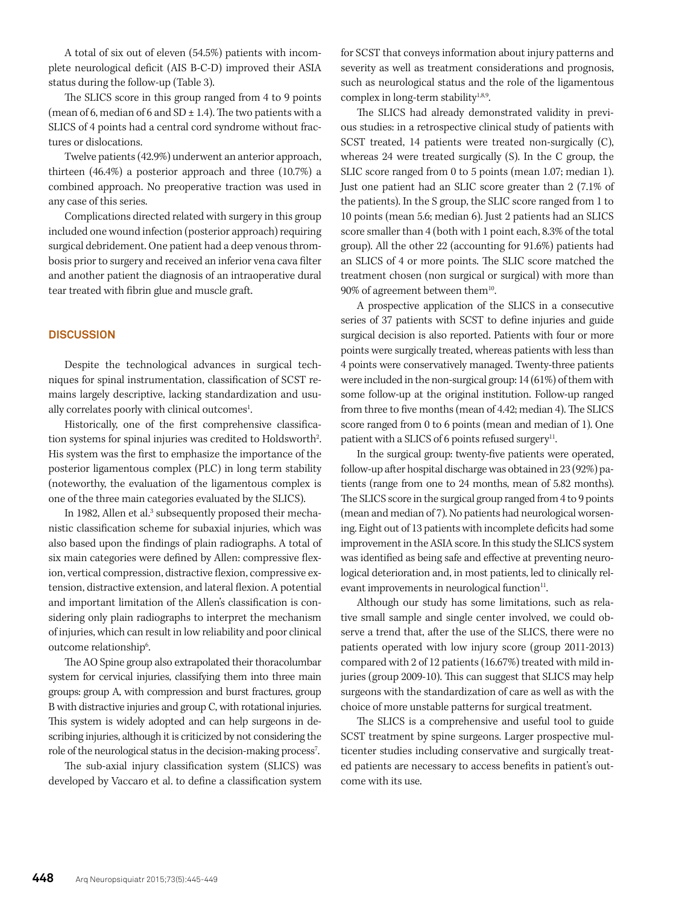A total of six out of eleven (54.5%) patients with incomplete neurological deficit (AIS B-C-D) improved their ASIA status during the follow-up (Table 3).

The SLICS score in this group ranged from 4 to 9 points (mean of 6, median of 6 and SD ± 1.4). The two patients with a SLICS of 4 points had a central cord syndrome without fractures or dislocations.

Twelve patients (42.9%) underwent an anterior approach, thirteen (46.4%) a posterior approach and three (10.7%) a combined approach. No preoperative traction was used in any case of this series.

Complications directed related with surgery in this group included one wound infection (posterior approach) requiring surgical debridement. One patient had a deep venous thrombosis prior to surgery and received an inferior vena cava filter and another patient the diagnosis of an intraoperative dural tear treated with fibrin glue and muscle graft.

## DISCUSSION

Despite the technological advances in surgical techniques for spinal instrumentation, classification of SCST remains largely descriptive, lacking standardization and usually correlates poorly with clinical outcomes[1].

Historically, one of the first comprehensive classification systems for spinal injuries was credited to Holdsworth[2]. His system was the first to emphasize the importance of the posterior ligamentous complex (PLC) in long term stability (noteworthy, the evaluation of the ligamentous complex is one of the three main categories evaluated by the SLICS).

In 1982, Allen et al.[3] subsequently proposed their mechanistic classification scheme for subaxial injuries, which was also based upon the findings of plain radiographs. A total of six main categories were defined by Allen: compressive flexion, vertical compression, distractive flexion, compressive extension, distractive extension, and lateral flexion. A potential and important limitation of the Allen's classification is considering only plain radiographs to interpret the mechanism of injuries, which can result in low reliability and poor clinical outcome relationship[6].

The AO Spine group also extrapolated their thoracolumbar system for cervical injuries, classifying them into three main groups: group A, with compression and burst fractures, group B with distractive injuries and group C, with rotational injuries. This system is widely adopted and can help surgeons in describing injuries, although it is criticized by not considering the role of the neurological status in the decision-making process[7].

The sub-axial injury classification system (SLICS) was developed by Vaccaro et al. to define a classification system for SCST that conveys information about injury patterns and severity as well as treatment considerations and prognosis, such as neurological status and the role of the ligamentous complex in long-term stability[1,8,9].

The SLICS had already demonstrated validity in previous studies: in a retrospective clinical study of patients with SCST treated, 14 patients were treated non-surgically (C), whereas 24 were treated surgically (S). In the C group, the SLIC score ranged from 0 to 5 points (mean 1.07; median 1). Just one patient had an SLIC score greater than 2 (7.1% of the patients). In the S group, the SLIC score ranged from 1 to 10 points (mean 5.6; median 6). Just 2 patients had an SLICS score smaller than 4 (both with 1 point each, 8.3% of the total group). All the other 22 (accounting for 91.6%) patients had an SLICS of 4 or more points. The SLIC score matched the treatment chosen (non surgical or surgical) with more than 90% of agreement between them[10].

A prospective application of the SLICS in a consecutive series of 37 patients with SCST to define injuries and guide surgical decision is also reported. Patients with four or more points were surgically treated, whereas patients with less than 4 points were conservatively managed. Twenty-three patients were included in the non-surgical group: 14 (61%) of them with some follow-up at the original institution. Follow-up ranged from three to five months (mean of 4.42; median 4). The SLICS score ranged from 0 to 6 points (mean and median of 1). One patient with a SLICS of 6 points refused surgery[11].

In the surgical group: twenty-five patients were operated, follow-up after hospital discharge was obtained in 23 (92%) patients (range from one to 24 months, mean of 5.82 months). The SLICS score in the surgical group ranged from 4 to 9 points (mean and median of 7). No patients had neurological worsening. Eight out of 13 patients with incomplete deficits had some improvement in the ASIA score. In this study the SLICS system was identified as being safe and effective at preventing neurological deterioration and, in most patients, led to clinically relevant improvements in neurological function[11].

Although our study has some limitations, such as relative small sample and single center involved, we could observe a trend that, after the use of the SLICS, there were no patients operated with low injury score (group 2011-2013) compared with 2 of 12 patients (16.67%) treated with mild injuries (group 2009-10). This can suggest that SLICS may help surgeons with the standardization of care as well as with the choice of more unstable patterns for surgical treatment.

The SLICS is a comprehensive and useful tool to guide SCST treatment by spine surgeons. Larger prospective multicenter studies including conservative and surgically treated patients are necessary to access benefits in patient's outcome with its use.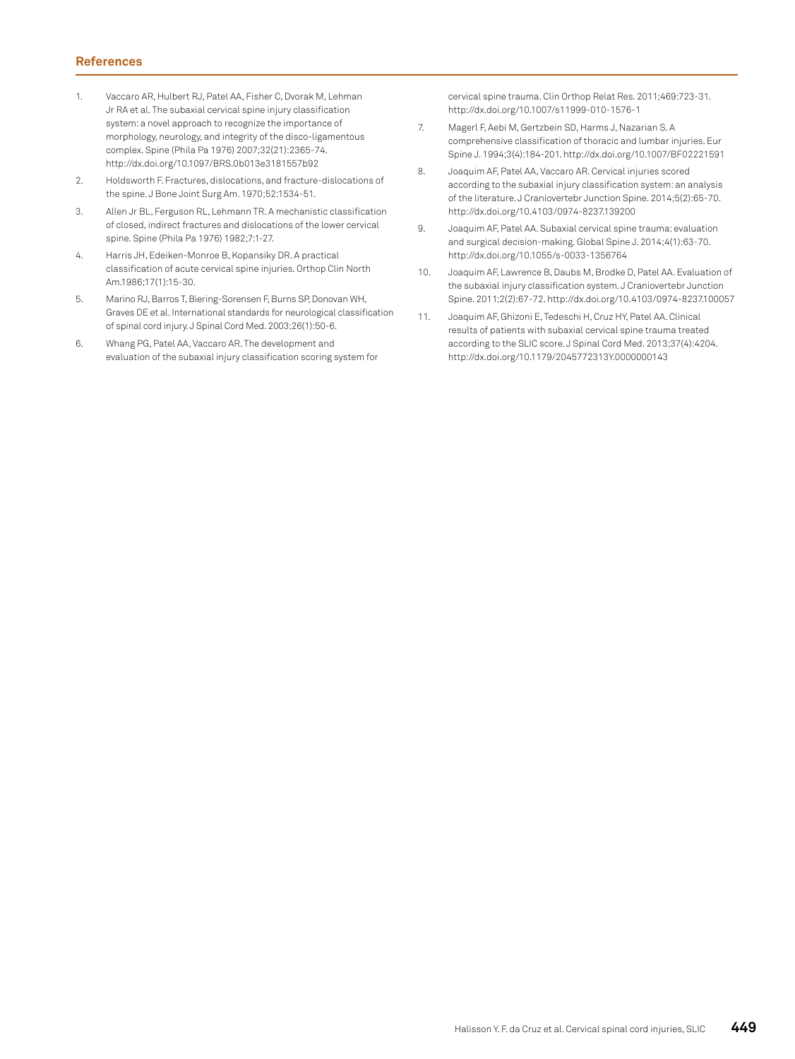## References

1. Vaccaro AR, Hulbert RJ, Patel AA, Fisher C, Dvorak M, Lehman Jr RA et al. The subaxial cervical spine injury classification system: a novel approach to recognize the importance of morphology, neurology, and integrity of the disco-ligamentous complex. Spine (Phila Pa 1976) 2007;32(21):2365-74. http://dx.doi.org/10.1097/BRS.0b013e3181557b92
2. Holdsworth F. Fractures, dislocations, and fracture-dislocations of the spine. J Bone Joint Surg Am. 1970;52:1534-51.
3. Allen Jr BL, Ferguson RL, Lehmann TR. A mechanistic classification of closed, indirect fractures and dislocations of the lower cervical spine. Spine (Phila Pa 1976) 1982;7:1-27.
4. Harris JH, Edeiken-Monroe B, Kopansiky DR. A practical classification of acute cervical spine injuries. Orthop Clin North Am.1986;17(1):15-30.
5. Marino RJ, Barros T, Biering-Sorensen F, Burns SP, Donovan WH, Graves DE et al. International standards for neurological classification of spinal cord injury. J Spinal Cord Med. 2003;26(1):50-6.
6. Whang PG, Patel AA, Vaccaro AR. The development and evaluation of the subaxial injury classification scoring system for cervical spine trauma. Clin Orthop Relat Res. 2011;469:723-31. http://dx.doi.org/10.1007/s11999-010-1576-1
7. Magerl F, Aebi M, Gertzbein SD, Harms J, Nazarian S. A comprehensive classification of thoracic and lumbar injuries. Eur Spine J. 1994;3(4):184-201. http://dx.doi.org/10.1007/BF02221591
8. Joaquim AF, Patel AA, Vaccaro AR. Cervical injuries scored according to the subaxial injury classification system: an analysis of the literature. J Craniovertebr Junction Spine. 2014;5(2):65-70. http://dx.doi.org/10.4103/0974-8237.139200
9. Joaquim AF, Patel AA. Subaxial cervical spine trauma: evaluation and surgical decision-making. Global Spine J. 2014;4(1):63-70. http://dx.doi.org/10.1055/s-0033-1356764
10. Joaquim AF, Lawrence B, Daubs M, Brodke D, Patel AA. Evaluation of the subaxial injury classification system. J Craniovertebr Junction Spine. 2011;2(2):67-72. http://dx.doi.org/10.4103/0974-8237.100057
11. Joaquim AF, Ghizoni E, Tedeschi H, Cruz HY, Patel AA. Clinical results of patients with subaxial cervical spine trauma treated according to the SLIC score. J Spinal Cord Med. 2013;37(4):4204. http://dx.doi.org/10.1179/2045772313Y.0000000143